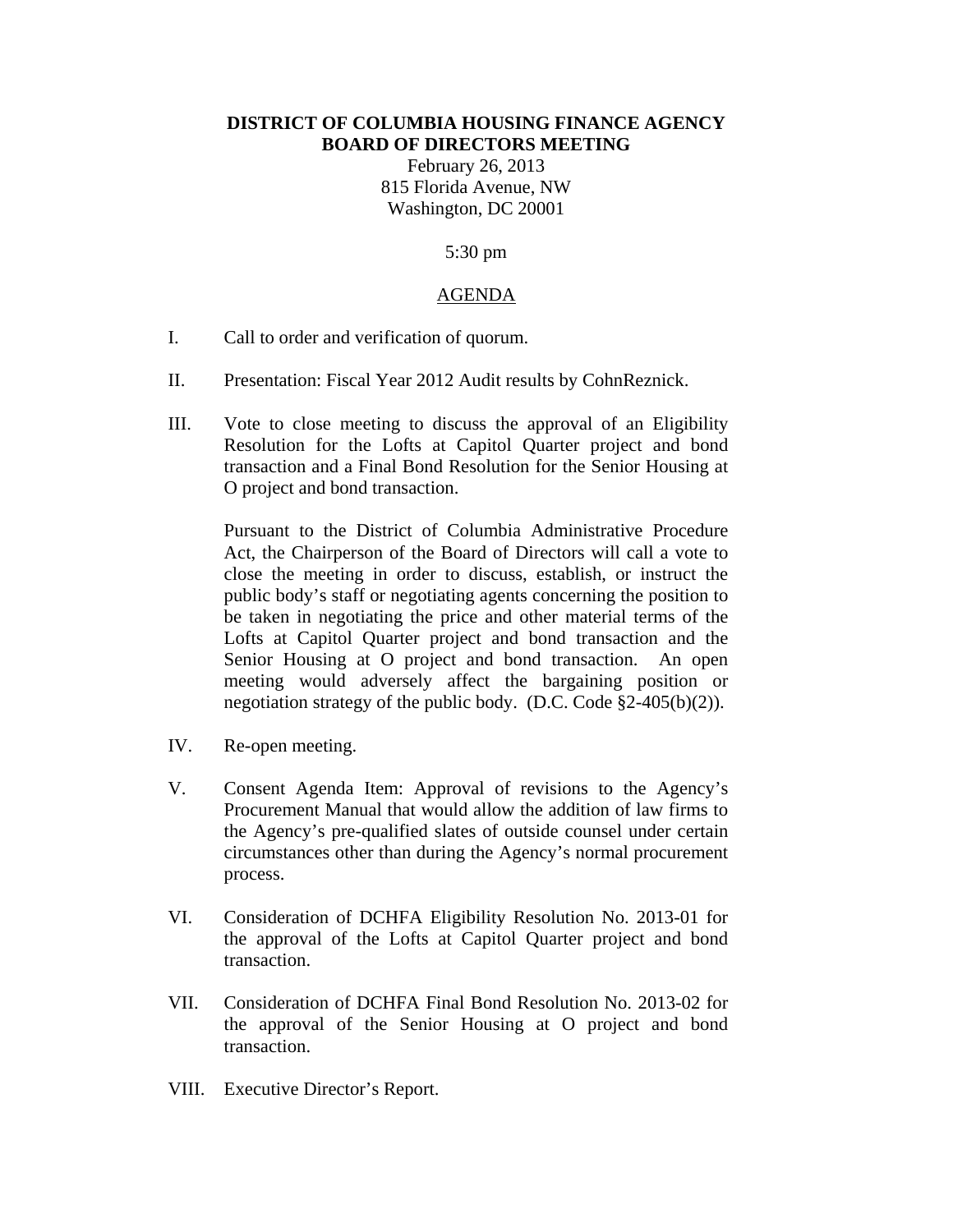**DISTRICT OF COLUMBIA HOUSING FINANCE AGENCY**
**BOARD OF DIRECTORS MEETING**

February 26, 2013
815 Florida Avenue, NW
Washington, DC 20001

5:30 pm

AGENDA

I. Call to order and verification of quorum.

II. Presentation: Fiscal Year 2012 Audit results by CohnReznick.

III. Vote to close meeting to discuss the approval of an Eligibility Resolution for the Lofts at Capitol Quarter project and bond transaction and a Final Bond Resolution for the Senior Housing at O project and bond transaction.

Pursuant to the District of Columbia Administrative Procedure Act, the Chairperson of the Board of Directors will call a vote to close the meeting in order to discuss, establish, or instruct the public body's staff or negotiating agents concerning the position to be taken in negotiating the price and other material terms of the Lofts at Capitol Quarter project and bond transaction and the Senior Housing at O project and bond transaction. An open meeting would adversely affect the bargaining position or negotiation strategy of the public body. (D.C. Code §2-405(b)(2)).

IV. Re-open meeting.

V. Consent Agenda Item: Approval of revisions to the Agency's Procurement Manual that would allow the addition of law firms to the Agency's pre-qualified slates of outside counsel under certain circumstances other than during the Agency's normal procurement process.

VI. Consideration of DCHFA Eligibility Resolution No. 2013-01 for the approval of the Lofts at Capitol Quarter project and bond transaction.

VII. Consideration of DCHFA Final Bond Resolution No. 2013-02 for the approval of the Senior Housing at O project and bond transaction.

VIII. Executive Director's Report.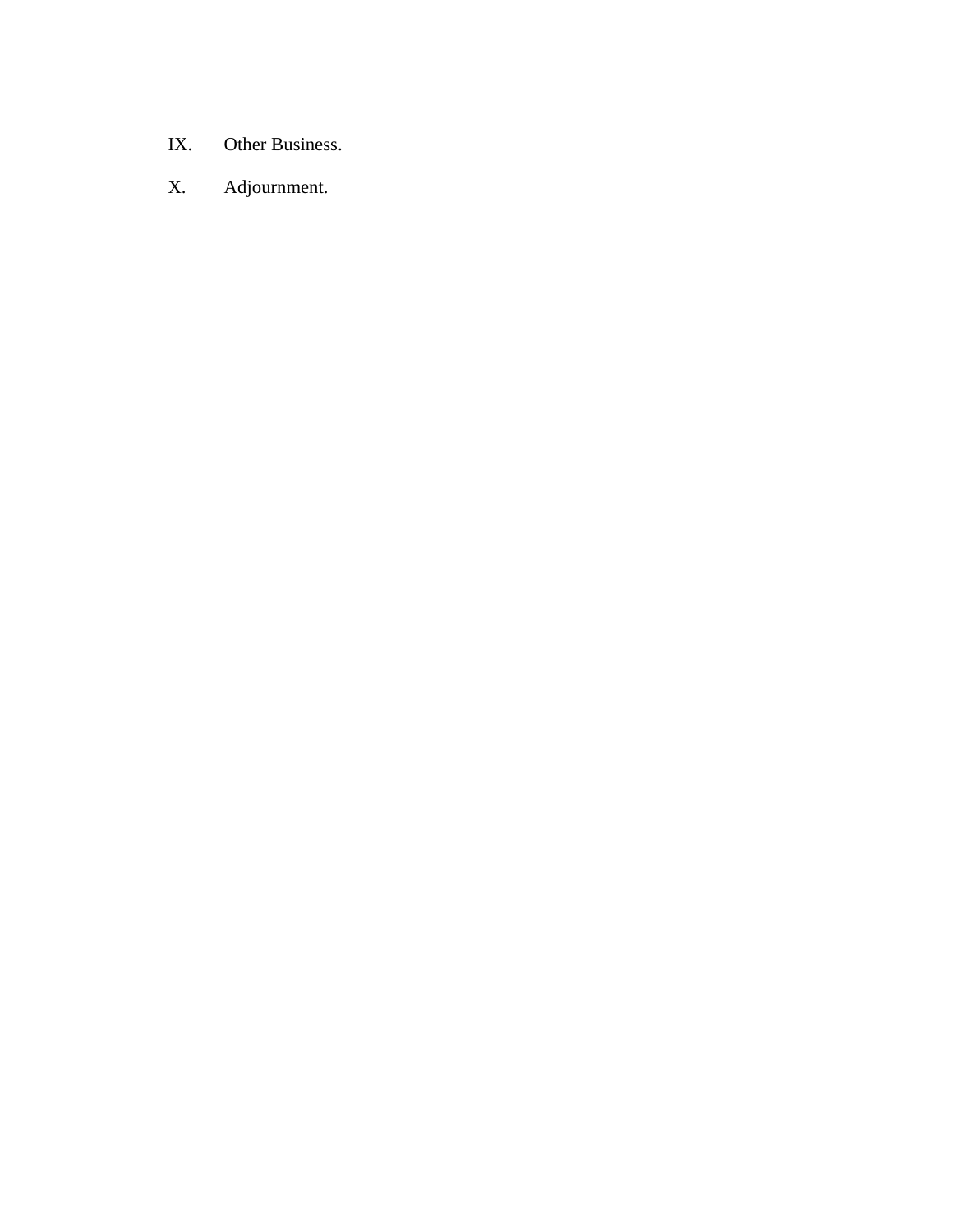IX. Other Business.

X. Adjournment.